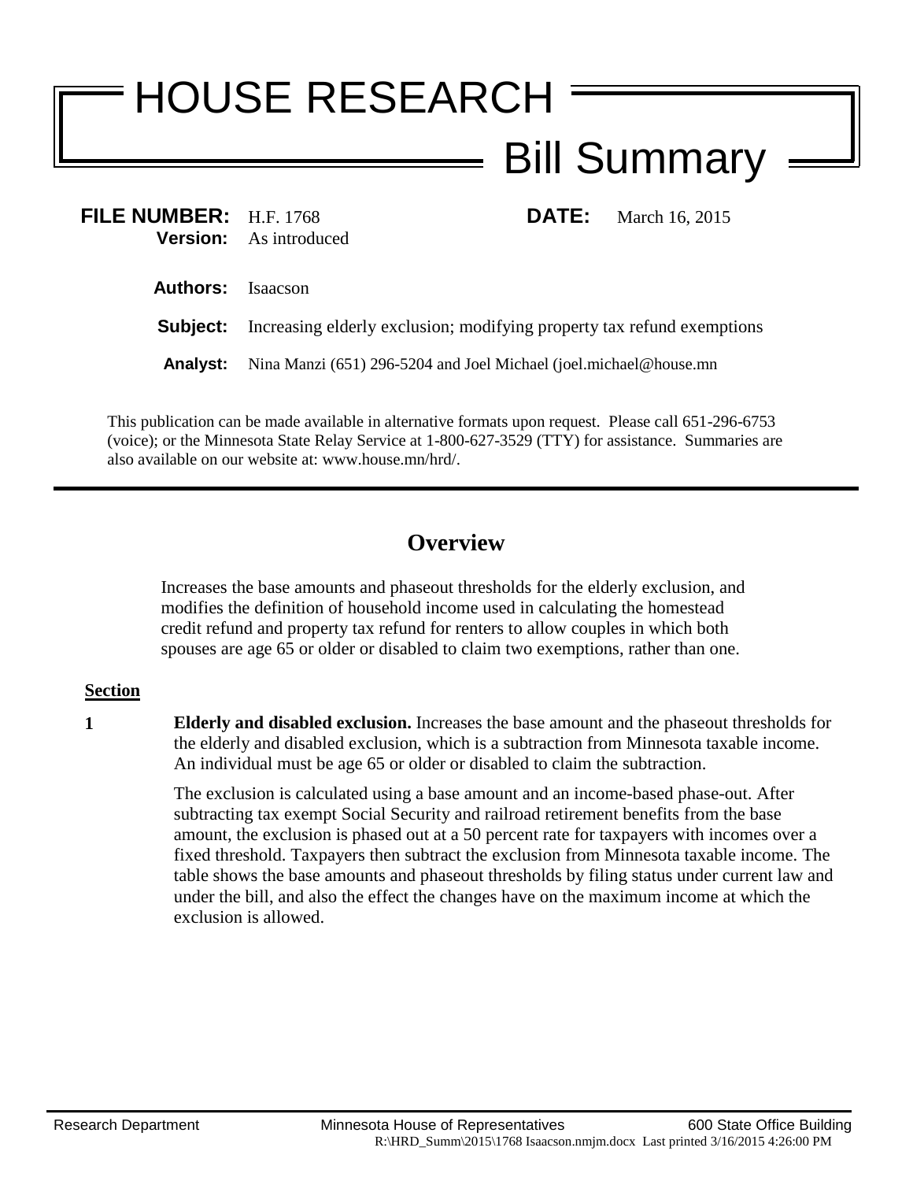# HOUSE RESEARCH

## Bill Summary

**FILE NUMBER:** H.F. 1768 **DATE:** March 16, 2015

**Version:** As introduced

**Authors:** Isaacson

**Subject:** Increasing elderly exclusion; modifying property tax refund exemptions

**Analyst:** Nina Manzi (651) 296-5204 and Joel Michael (joel.michael@house.mn

This publication can be made available in alternative formats upon request. Please call 651-296-6753 (voice); or the Minnesota State Relay Service at 1-800-627-3529 (TTY) for assistance. Summaries are also available on our website at: www.house.mn/hrd/.

---

## Overview

Increases the base amounts and phaseout thresholds for the elderly exclusion, and modifies the definition of household income used in calculating the homestead credit refund and property tax refund for renters to allow couples in which both spouses are age 65 or older or disabled to claim two exemptions, rather than one.

**Section**

**1** **Elderly and disabled exclusion.** Increases the base amount and the phaseout thresholds for the elderly and disabled exclusion, which is a subtraction from Minnesota taxable income. An individual must be age 65 or older or disabled to claim the subtraction.

The exclusion is calculated using a base amount and an income-based phase-out. After subtracting tax exempt Social Security and railroad retirement benefits from the base amount, the exclusion is phased out at a 50 percent rate for taxpayers with incomes over a fixed threshold. Taxpayers then subtract the exclusion from Minnesota taxable income. The table shows the base amounts and phaseout thresholds by filing status under current law and under the bill, and also the effect the changes have on the maximum income at which the exclusion is allowed.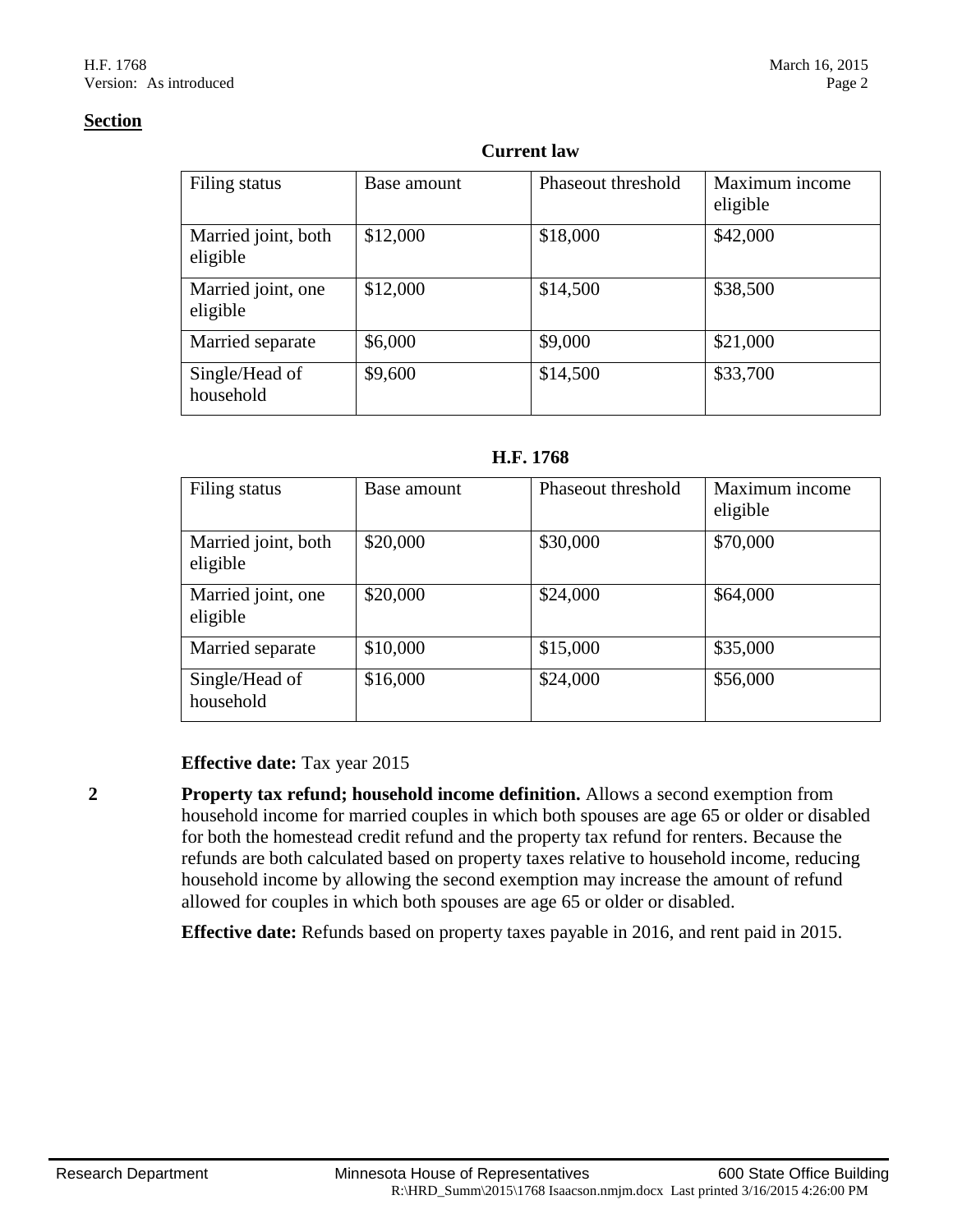**Section**

**Current law**

| Filing status | Base amount | Phaseout threshold | Maximum income eligible |
|---|---|---|---|
| Married joint, both eligible | $12,000 | $18,000 | $42,000 |
| Married joint, one eligible | $12,000 | $14,500 | $38,500 |
| Married separate | $6,000 | $9,000 | $21,000 |
| Single/Head of household | $9,600 | $14,500 | $33,700 |

**H.F. 1768**

| Filing status | Base amount | Phaseout threshold | Maximum income eligible |
|---|---|---|---|
| Married joint, both eligible | $20,000 | $30,000 | $70,000 |
| Married joint, one eligible | $20,000 | $24,000 | $64,000 |
| Married separate | $10,000 | $15,000 | $35,000 |
| Single/Head of household | $16,000 | $24,000 | $56,000 |

**Effective date:** Tax year 2015

**2** **Property tax refund; household income definition.** Allows a second exemption from household income for married couples in which both spouses are age 65 or older or disabled for both the homestead credit refund and the property tax refund for renters. Because the refunds are both calculated based on property taxes relative to household income, reducing household income by allowing the second exemption may increase the amount of refund allowed for couples in which both spouses are age 65 or older or disabled.

**Effective date:** Refunds based on property taxes payable in 2016, and rent paid in 2015.